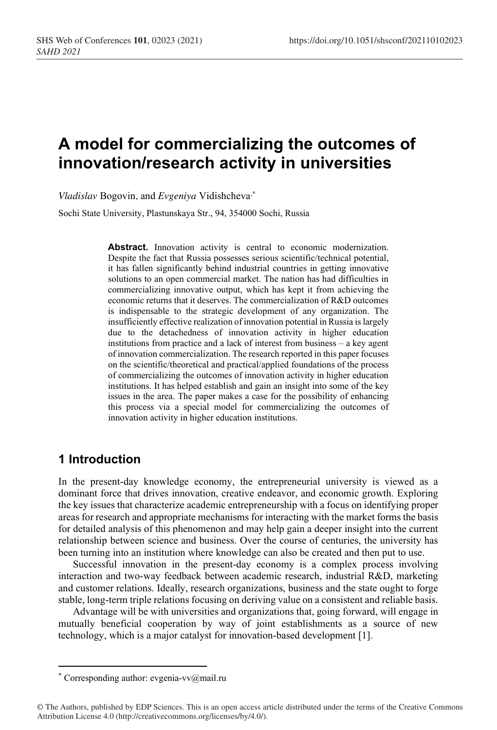# A model for commercializing the outcomes of innovation/research activity in universities

*Vladislav* Bogovin, and *Evgeniya* Vidishcheva[*]

Sochi State University, Plastunskaya Str., 94, 354000 Sochi, Russia

**Abstract.** Innovation activity is central to economic modernization. Despite the fact that Russia possesses serious scientific/technical potential, it has fallen significantly behind industrial countries in getting innovative solutions to an open commercial market. The nation has had difficulties in commercializing innovative output, which has kept it from achieving the economic returns that it deserves. The commercialization of R&D outcomes is indispensable to the strategic development of any organization. The insufficiently effective realization of innovation potential in Russia is largely due to the detachedness of innovation activity in higher education institutions from practice and a lack of interest from business – a key agent of innovation commercialization. The research reported in this paper focuses on the scientific/theoretical and practical/applied foundations of the process of commercializing the outcomes of innovation activity in higher education institutions. It has helped establish and gain an insight into some of the key issues in the area. The paper makes a case for the possibility of enhancing this process via a special model for commercializing the outcomes of innovation activity in higher education institutions.

## 1 Introduction

In the present-day knowledge economy, the entrepreneurial university is viewed as a dominant force that drives innovation, creative endeavor, and economic growth. Exploring the key issues that characterize academic entrepreneurship with a focus on identifying proper areas for research and appropriate mechanisms for interacting with the market forms the basis for detailed analysis of this phenomenon and may help gain a deeper insight into the current relationship between science and business. Over the course of centuries, the university has been turning into an institution where knowledge can also be created and then put to use.

Successful innovation in the present-day economy is a complex process involving interaction and two-way feedback between academic research, industrial R&D, marketing and customer relations. Ideally, research organizations, business and the state ought to forge stable, long-term triple relations focusing on deriving value on a consistent and reliable basis.

Advantage will be with universities and organizations that, going forward, will engage in mutually beneficial cooperation by way of joint establishments as a source of new technology, which is a major catalyst for innovation-based development [1].

[*] Corresponding author: evgenia-vv@mail.ru

© The Authors, published by EDP Sciences. This is an open access article distributed under the terms of the Creative Commons Attribution License 4.0 (http://creativecommons.org/licenses/by/4.0/).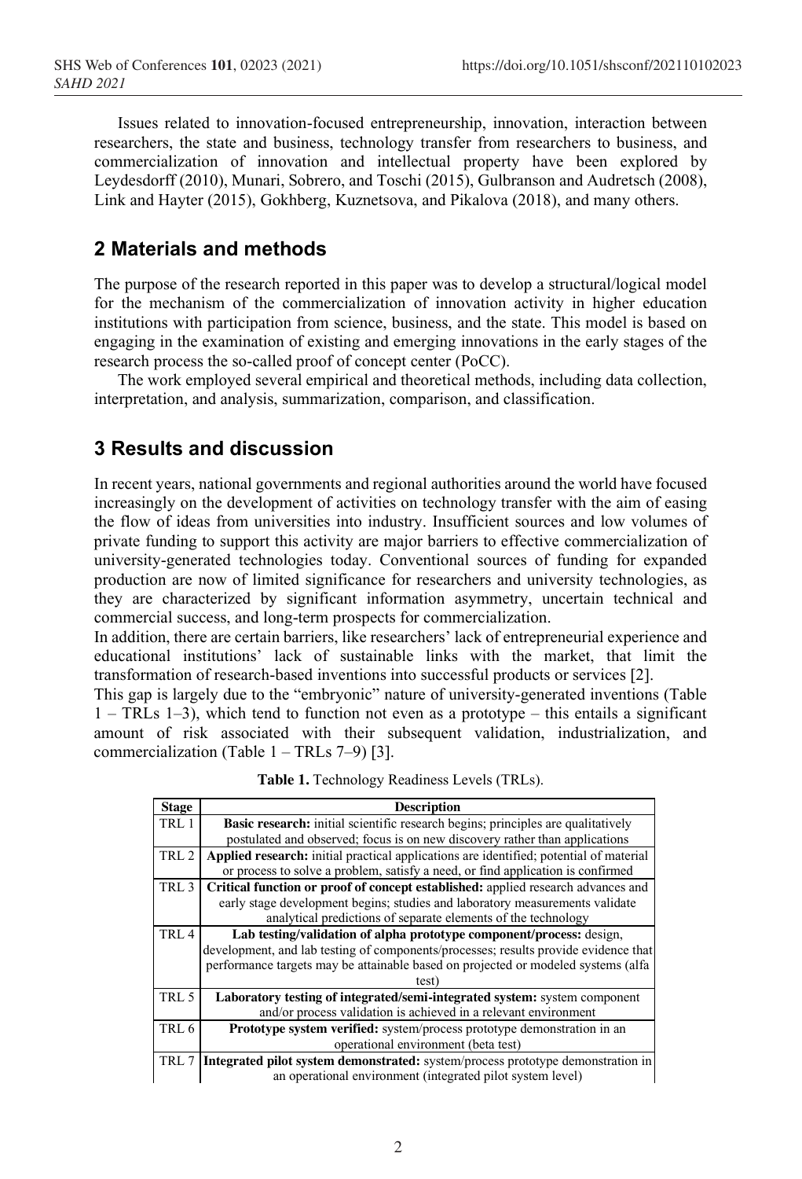Issues related to innovation-focused entrepreneurship, innovation, interaction between researchers, the state and business, technology transfer from researchers to business, and commercialization of innovation and intellectual property have been explored by Leydesdorff (2010), Munari, Sobrero, and Toschi (2015), Gulbranson and Audretsch (2008), Link and Hayter (2015), Gokhberg, Kuznetsova, and Pikalova (2018), and many others.

## 2 Materials and methods

The purpose of the research reported in this paper was to develop a structural/logical model for the mechanism of the commercialization of innovation activity in higher education institutions with participation from science, business, and the state. This model is based on engaging in the examination of existing and emerging innovations in the early stages of the research process the so-called proof of concept center (PoCC).

The work employed several empirical and theoretical methods, including data collection, interpretation, and analysis, summarization, comparison, and classification.

## 3 Results and discussion

In recent years, national governments and regional authorities around the world have focused increasingly on the development of activities on technology transfer with the aim of easing the flow of ideas from universities into industry. Insufficient sources and low volumes of private funding to support this activity are major barriers to effective commercialization of university-generated technologies today. Conventional sources of funding for expanded production are now of limited significance for researchers and university technologies, as they are characterized by significant information asymmetry, uncertain technical and commercial success, and long-term prospects for commercialization.

In addition, there are certain barriers, like researchers' lack of entrepreneurial experience and educational institutions' lack of sustainable links with the market, that limit the transformation of research-based inventions into successful products or services [2].

This gap is largely due to the "embryonic" nature of university-generated inventions (Table 1 – TRLs 1–3), which tend to function not even as a prototype – this entails a significant amount of risk associated with their subsequent validation, industrialization, and commercialization (Table 1 – TRLs 7–9) [3].

**Table 1.** Technology Readiness Levels (TRLs).

| Stage | Description |
|---|---|
| TRL 1 | **Basic research:** initial scientific research begins; principles are qualitatively postulated and observed; focus is on new discovery rather than applications |
| TRL 2 | **Applied research:** initial practical applications are identified; potential of material or process to solve a problem, satisfy a need, or find application is confirmed |
| TRL 3 | **Critical function or proof of concept established:** applied research advances and early stage development begins; studies and laboratory measurements validate analytical predictions of separate elements of the technology |
| TRL 4 | **Lab testing/validation of alpha prototype component/process:** design, development, and lab testing of components/processes; results provide evidence that performance targets may be attainable based on projected or modeled systems (alfa test) |
| TRL 5 | **Laboratory testing of integrated/semi-integrated system:** system component and/or process validation is achieved in a relevant environment |
| TRL 6 | **Prototype system verified:** system/process prototype demonstration in an operational environment (beta test) |
| TRL 7 | **Integrated pilot system demonstrated:** system/process prototype demonstration in an operational environment (integrated pilot system level) |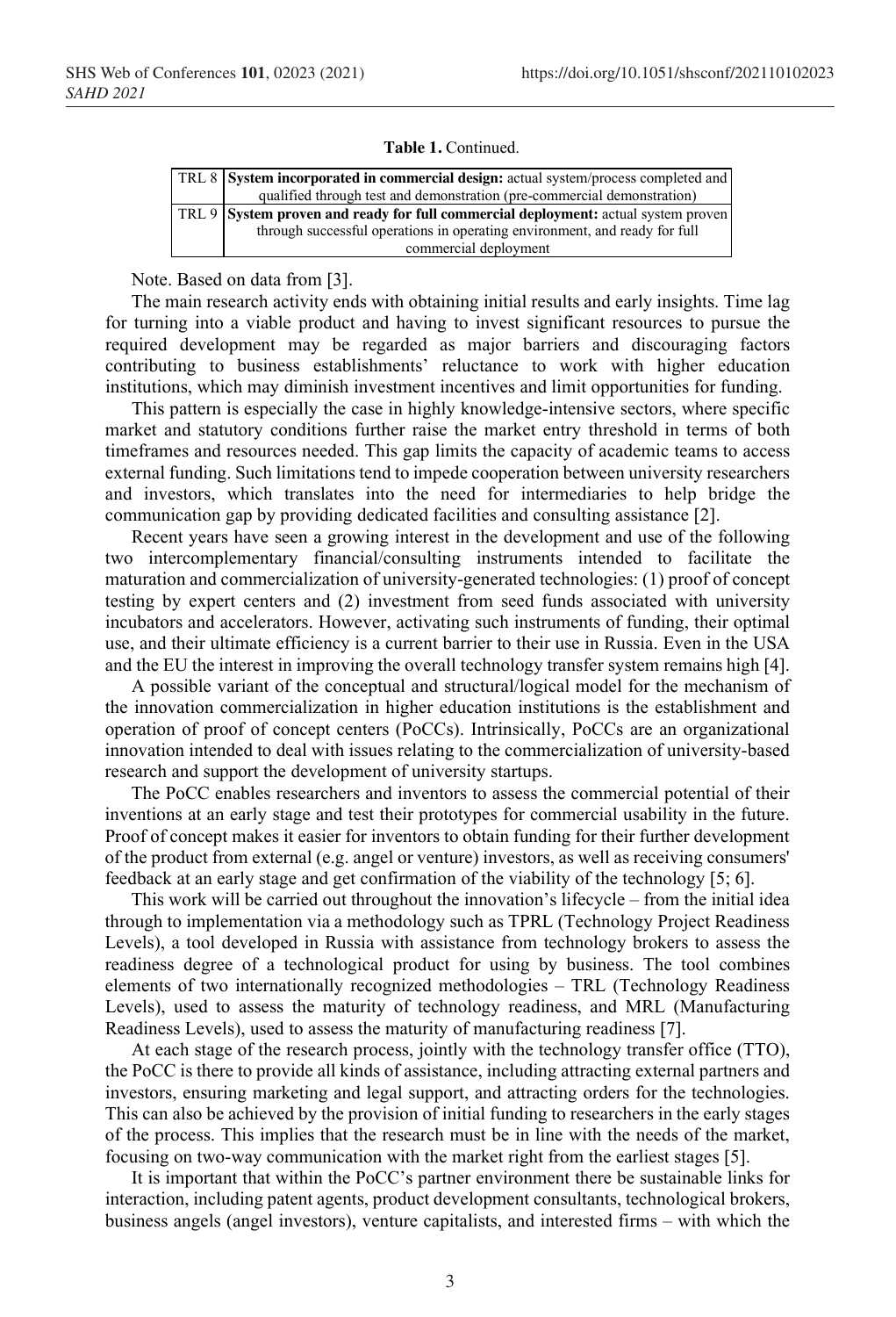**Table 1.** Continued.

| | |
|---|---|
| TRL 8 | **System incorporated in commercial design:** actual system/process completed and qualified through test and demonstration (pre-commercial demonstration) |
| TRL 9 | **System proven and ready for full commercial deployment:** actual system proven through successful operations in operating environment, and ready for full commercial deployment |

Note. Based on data from [3].

The main research activity ends with obtaining initial results and early insights. Time lag for turning into a viable product and having to invest significant resources to pursue the required development may be regarded as major barriers and discouraging factors contributing to business establishments' reluctance to work with higher education institutions, which may diminish investment incentives and limit opportunities for funding.

This pattern is especially the case in highly knowledge-intensive sectors, where specific market and statutory conditions further raise the market entry threshold in terms of both timeframes and resources needed. This gap limits the capacity of academic teams to access external funding. Such limitations tend to impede cooperation between university researchers and investors, which translates into the need for intermediaries to help bridge the communication gap by providing dedicated facilities and consulting assistance [2].

Recent years have seen a growing interest in the development and use of the following two intercomplementary financial/consulting instruments intended to facilitate the maturation and commercialization of university-generated technologies: (1) proof of concept testing by expert centers and (2) investment from seed funds associated with university incubators and accelerators. However, activating such instruments of funding, their optimal use, and their ultimate efficiency is a current barrier to their use in Russia. Even in the USA and the EU the interest in improving the overall technology transfer system remains high [4].

A possible variant of the conceptual and structural/logical model for the mechanism of the innovation commercialization in higher education institutions is the establishment and operation of proof of concept centers (PoCCs). Intrinsically, PoCCs are an organizational innovation intended to deal with issues relating to the commercialization of university-based research and support the development of university startups.

The PoCC enables researchers and inventors to assess the commercial potential of their inventions at an early stage and test their prototypes for commercial usability in the future. Proof of concept makes it easier for inventors to obtain funding for their further development of the product from external (e.g. angel or venture) investors, as well as receiving consumers' feedback at an early stage and get confirmation of the viability of the technology [5; 6].

This work will be carried out throughout the innovation's lifecycle – from the initial idea through to implementation via a methodology such as TPRL (Technology Project Readiness Levels), a tool developed in Russia with assistance from technology brokers to assess the readiness degree of a technological product for using by business. The tool combines elements of two internationally recognized methodologies – TRL (Technology Readiness Levels), used to assess the maturity of technology readiness, and MRL (Manufacturing Readiness Levels), used to assess the maturity of manufacturing readiness [7].

At each stage of the research process, jointly with the technology transfer office (TTO), the PoCC is there to provide all kinds of assistance, including attracting external partners and investors, ensuring marketing and legal support, and attracting orders for the technologies. This can also be achieved by the provision of initial funding to researchers in the early stages of the process. This implies that the research must be in line with the needs of the market, focusing on two-way communication with the market right from the earliest stages [5].

It is important that within the PoCC's partner environment there be sustainable links for interaction, including patent agents, product development consultants, technological brokers, business angels (angel investors), venture capitalists, and interested firms – with which the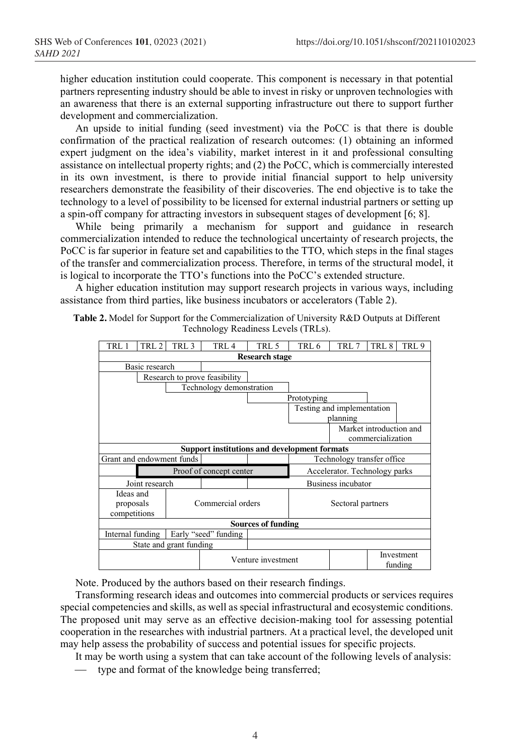higher education institution could cooperate. This component is necessary in that potential partners representing industry should be able to invest in risky or unproven technologies with an awareness that there is an external supporting infrastructure out there to support further development and commercialization.

An upside to initial funding (seed investment) via the PoCC is that there is double confirmation of the practical realization of research outcomes: (1) obtaining an informed expert judgment on the idea's viability, market interest in it and professional consulting assistance on intellectual property rights; and (2) the PoCC, which is commercially interested in its own investment, is there to provide initial financial support to help university researchers demonstrate the feasibility of their discoveries. The end objective is to take the technology to a level of possibility to be licensed for external industrial partners or setting up a spin-off company for attracting investors in subsequent stages of development [6; 8].

While being primarily a mechanism for support and guidance in research commercialization intended to reduce the technological uncertainty of research projects, the PoCC is far superior in feature set and capabilities to the TTO, which steps in the final stages of the transfer and commercialization process. Therefore, in terms of the structural model, it is logical to incorporate the TTO's functions into the PoCC's extended structure.

A higher education institution may support research projects in various ways, including assistance from third parties, like business incubators or accelerators (Table 2).

**Table 2.** Model for Support for the Commercialization of University R&D Outputs at Different Technology Readiness Levels (TRLs).

| TRL 1 | TRL 2 | TRL 3 | TRL 4 | TRL 5 | TRL 6 | TRL 7 | TRL 8 | TRL 9 |
|---|---|---|---|---|---|---|---|---|
| **Research stage** | | | | | | | | |
| Basic research | | | | | | | | |
| | Research to prove feasibility | | | | | | | |
| | | Technology demonstration | | | | | | |
| | | | | Prototyping | | | | |
| | | | | | Testing and implementation planning | | | |
| | | | | | | Market introduction and commercialization | | |
| **Support institutions and development formats** | | | | | | | | |
| Grant and endowment funds | | | | | Technology transfer office | | | |
| | Proof of concept center | | | | Accelerator. Technology parks | | | |
| Joint research | | | | Business incubator | | | | |
| Ideas and proposals competitions | | Commercial orders | | | Sectoral partners | | | |
| **Sources of funding** | | | | | | | | |
| Internal funding | | Early "seed" funding | | | | | | |
| State and grant funding | | | | | | | | |
| | | | Venture investment | | | | Investment funding | |

Note. Produced by the authors based on their research findings.

Transforming research ideas and outcomes into commercial products or services requires special competencies and skills, as well as special infrastructural and ecosystemic conditions. The proposed unit may serve as an effective decision-making tool for assessing potential cooperation in the researches with industrial partners. At a practical level, the developed unit may help assess the probability of success and potential issues for specific projects.

It may be worth using a system that can take account of the following levels of analysis:

— type and format of the knowledge being transferred;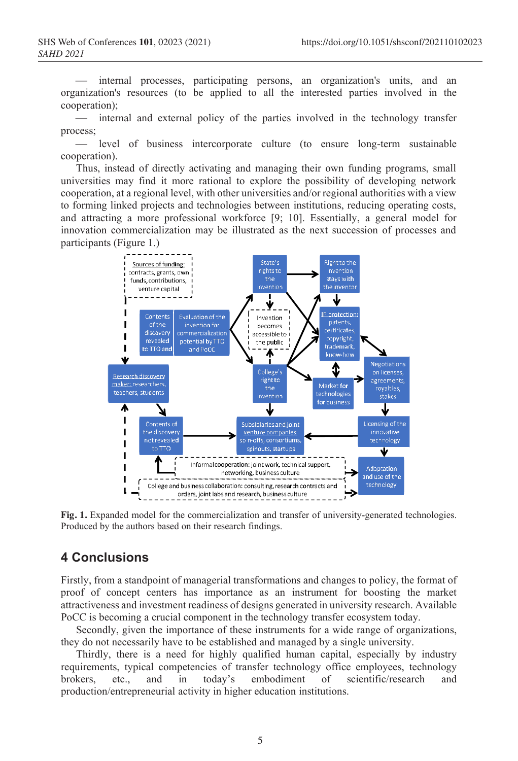— internal processes, participating persons, an organization's units, and an organization's resources (to be applied to all the interested parties involved in the cooperation);

— internal and external policy of the parties involved in the technology transfer process;

— level of business intercorporate culture (to ensure long-term sustainable cooperation).

Thus, instead of directly activating and managing their own funding programs, small universities may find it more rational to explore the possibility of developing network cooperation, at a regional level, with other universities and/or regional authorities with a view to forming linked projects and technologies between institutions, reducing operating costs, and attracting a more professional workforce [9; 10]. Essentially, a general model for innovation commercialization may be illustrated as the next succession of processes and participants (Figure 1.)

**Fig. 1.** Expanded model for the commercialization and transfer of university-generated technologies. Produced by the authors based on their research findings.

## 4 Conclusions

Firstly, from a standpoint of managerial transformations and changes to policy, the format of proof of concept centers has importance as an instrument for boosting the market attractiveness and investment readiness of designs generated in university research. Available PoCC is becoming a crucial component in the technology transfer ecosystem today.

Secondly, given the importance of these instruments for a wide range of organizations, they do not necessarily have to be established and managed by a single university.

Thirdly, there is a need for highly qualified human capital, especially by industry requirements, typical competencies of transfer technology office employees, technology brokers, etc., and in today's embodiment of scientific/research and production/entrepreneurial activity in higher education institutions.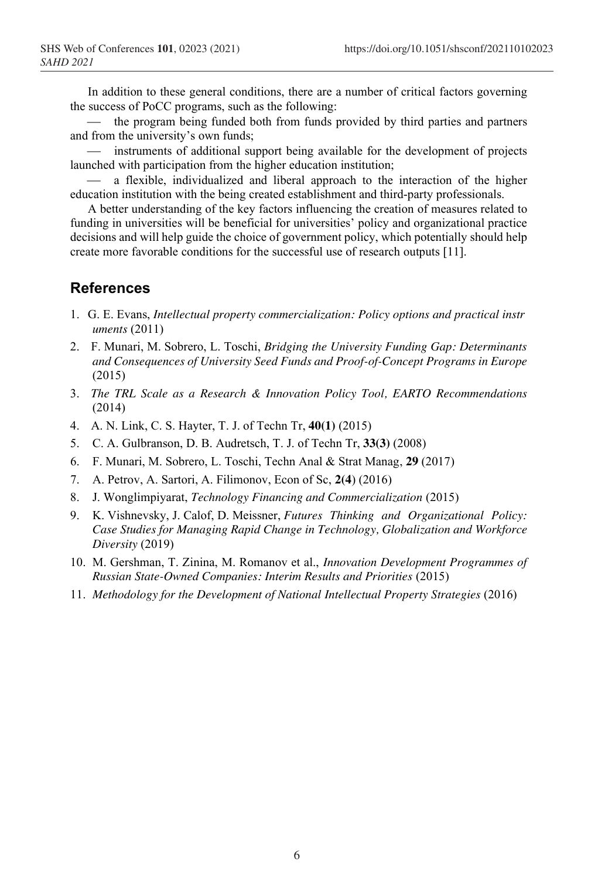In addition to these general conditions, there are a number of critical factors governing the success of PoCC programs, such as the following:

- the program being funded both from funds provided by third parties and partners and from the university's own funds;
- instruments of additional support being available for the development of projects launched with participation from the higher education institution;
- a flexible, individualized and liberal approach to the interaction of the higher education institution with the being created establishment and third-party professionals.

A better understanding of the key factors influencing the creation of measures related to funding in universities will be beneficial for universities' policy and organizational practice decisions and will help guide the choice of government policy, which potentially should help create more favorable conditions for the successful use of research outputs [11].

## References

1. G. E. Evans, *Intellectual property commercialization: Policy options and practical instr uments* (2011)
2. F. Munari, M. Sobrero, L. Toschi, *Bridging the University Funding Gap: Determinants and Consequences of University Seed Funds and Proof-of-Concept Programs in Europe* (2015)
3. *The TRL Scale as a Research & Innovation Policy Tool, EARTO Recommendations* (2014)
4. A. N. Link, C. S. Hayter, T. J. of Techn Tr, **40(1)** (2015)
5. C. A. Gulbranson, D. B. Audretsch, T. J. of Techn Tr, **33(3)** (2008)
6. F. Munari, M. Sobrero, L. Toschi, Techn Anal & Strat Manag, **29** (2017)
7. A. Petrov, A. Sartori, A. Filimonov, Econ of Sc, **2(4)** (2016)
8. J. Wonglimpiyarat, *Technology Financing and Commercialization* (2015)
9. K. Vishnevsky, J. Calof, D. Meissner, *Futures Thinking and Organizational Policy: Case Studies for Managing Rapid Change in Technology, Globalization and Workforce Diversity* (2019)
10. M. Gershman, T. Zinina, M. Romanov et al., *Innovation Development Programmes of Russian State-Owned Companies: Interim Results and Priorities* (2015)
11. *Methodology for the Development of National Intellectual Property Strategies* (2016)